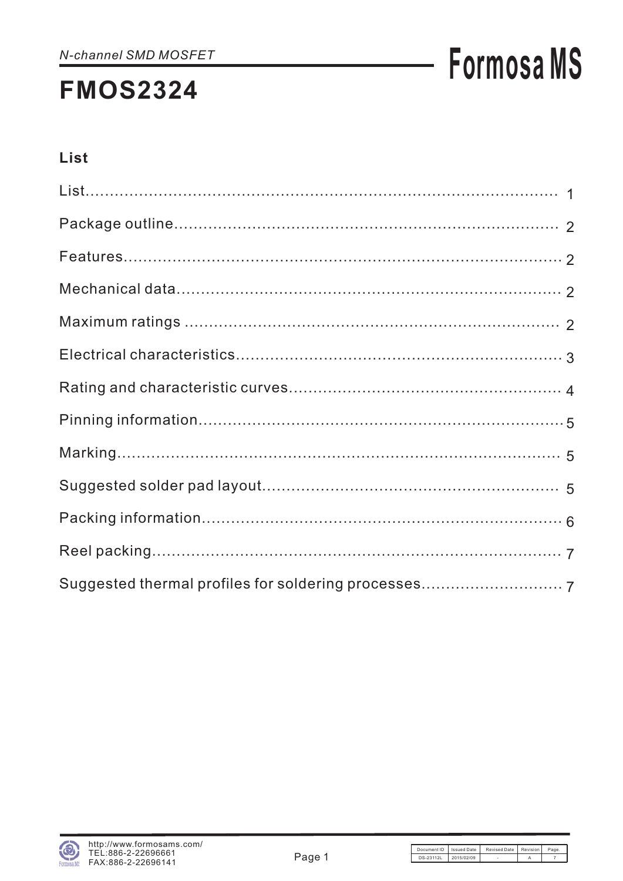*N-channel SMD MOSFET*

# FMOS2324

**Formosa MS**

## List

| | |
|---|---|
| List | 1 |
| Package outline | 2 |
| Features | 2 |
| Mechanical data | 2 |
| Maximum ratings | 2 |
| Electrical characteristics | 3 |
| Rating and characteristic curves | 4 |
| Pinning information | 5 |
| Marking | 5 |
| Suggested solder pad layout | 5 |
| Packing information | 6 |
| Reel packing | 7 |
| Suggested thermal profiles for soldering processes | 7 |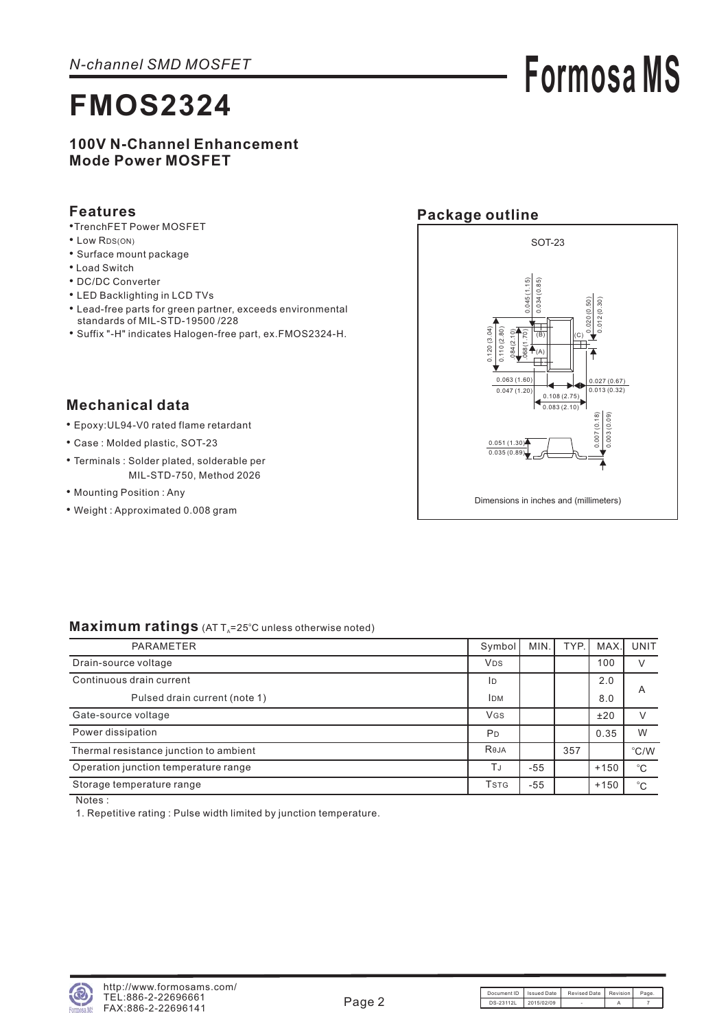*N-channel SMD MOSFET*

# FMOS2324

**100V N-Channel Enhancement Mode Power MOSFET**

## Features

- TrenchFET Power MOSFET
- Low $R_{DS(ON)}$
- Surface mount package
- Load Switch
- DC/DC Converter
- LED Backlighting in LCD TVs
- Lead-free parts for green partner, exceeds environmental standards of MIL-STD-19500 /228
- Suffix "-H" indicates Halogen-free part, ex.FMOS2324-H.

## Package outline

SOT-23

0.045 (1.15)
0.034 (0.85)
0.020 (0.50)
0.012 (0.30)
0.120 (3.04)
0.110 (2.80)
0.084 (2.10)
0.068 (1.70)
(A) (B) (C)
0.063 (1.60)
0.047 (1.20)
0.027 (0.67)
0.013 (0.32)
0.108 (2.75)
0.083 (2.10)
0.007 (0.18)
0.003 (0.09)
0.051 (1.30)
0.035 (0.89)

Dimensions in inches and (millimeters)

## Mechanical data

- Epoxy:UL94-V0 rated flame retardant
- Case : Molded plastic, SOT-23
- Terminals : Solder plated, solderable per MIL-STD-750, Method 2026
- Mounting Position : Any
- Weight : Approximated 0.008 gram

## Maximum ratings (AT $T_A$=25°C unless otherwise noted)

| PARAMETER | Symbol | MIN. | TYP. | MAX. | UNIT |
|---|---|---|---|---|---|
| Drain-source voltage | $V_{DS}$ | | | 100 | V |
| Continuous drain current | $I_D$ | | | 2.0 | A |
| Pulsed drain current (note 1) | $I_{DM}$ | | | 8.0 | A |
| Gate-source voltage | $V_{GS}$ | | | ±20 | V |
| Power dissipation | $P_D$ | | | 0.35 | W |
| Thermal resistance junction to ambient | $R_{\theta JA}$ | | 357 | | °C/W |
| Operation junction temperature range | $T_J$ | -55 | | +150 | °C |
| Storage temperature range | $T_{STG}$ | -55 | | +150 | °C |

Notes :

1. Repetitive rating : Pulse width limited by junction temperature.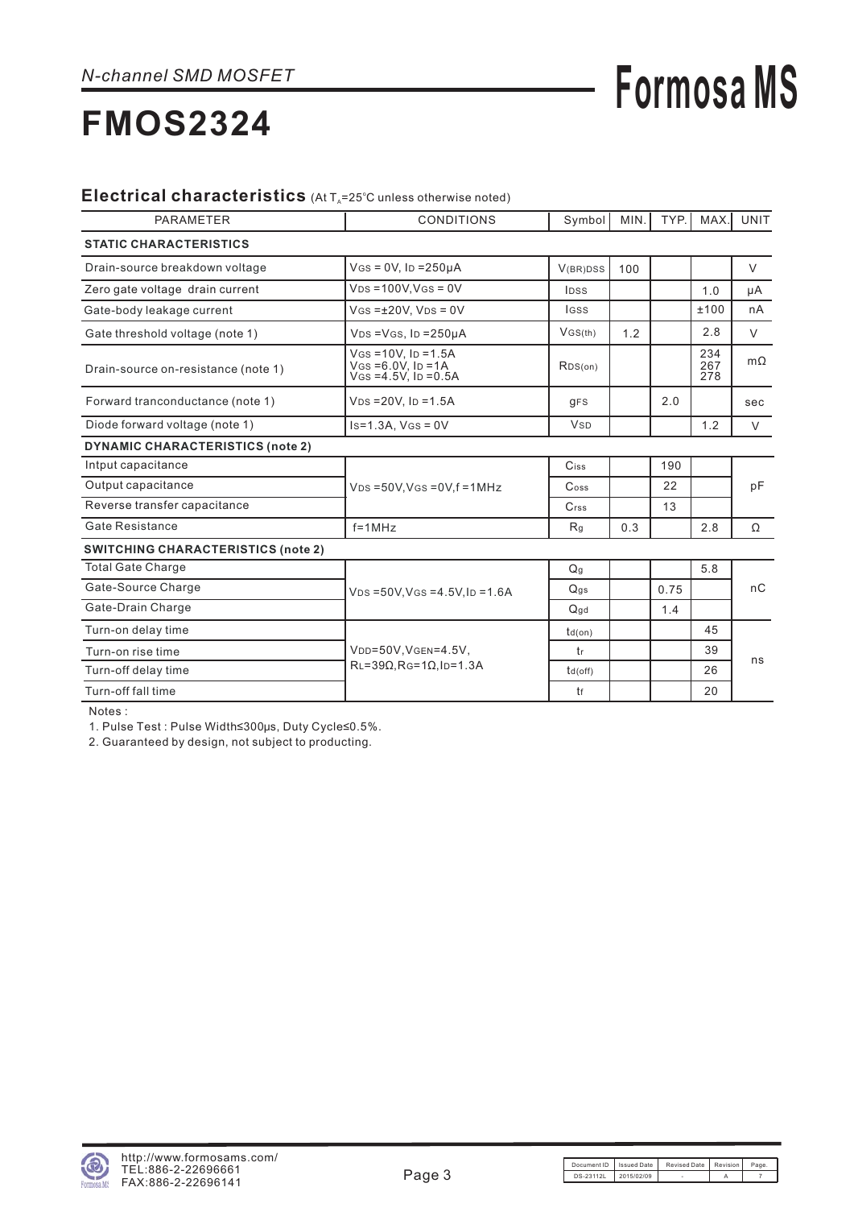*N-channel SMD MOSFET*

# FMOS2324

## Electrical characteristics (At $T_A$=25°C unless otherwise noted)

| PARAMETER | CONDITIONS | Symbol | MIN. | TYP. | MAX. | UNIT |
|---|---|---|---|---|---|---|
| **STATIC CHARACTERISTICS** | | | | | | |
| Drain-source breakdown voltage | $V_{GS}$ = 0V, $I_D$ =250μA | $V_{(BR)DSS}$ | 100 | | | V |
| Zero gate voltage drain current | $V_{DS}$ =100V, $V_{GS}$ = 0V | $I_{DSS}$ | | | 1.0 | μA |
| Gate-body leakage current | $V_{GS}$ =±20V, $V_{DS}$ = 0V | $I_{GSS}$ | | | ±100 | nA |
| Gate threshold voltage (note 1) | $V_{DS}$ =$V_{GS}$, $I_D$ =250μA | $V_{GS(th)}$ | 1.2 | | 2.8 | V |
| Drain-source on-resistance (note 1) | $V_{GS}$ =10V, $I_D$ =1.5A<br>$V_{GS}$ =6.0V, $I_D$ =1A<br>$V_{GS}$ =4.5V, $I_D$ =0.5A | $R_{DS(on)}$ | | | 234<br>267<br>278 | mΩ |
| Forward tranconductance (note 1) | $V_{DS}$ =20V, $I_D$ =1.5A | $g_{FS}$ | | 2.0 | | sec |
| Diode forward voltage (note 1) | $I_S$=1.3A, $V_{GS}$ = 0V | $V_{SD}$ | | | 1.2 | V |
| **DYNAMIC CHARACTERISTICS (note 2)** | | | | | | |
| Intput capacitance | $V_{DS}$ =50V, $V_{GS}$ =0V, f =1MHz | $C_{iss}$ | | 190 | | pF |
| Output capacitance | | $C_{oss}$ | | 22 | | |
| Reverse transfer capacitance | | $C_{rss}$ | | 13 | | |
| Gate Resistance | f=1MHz | $R_g$ | 0.3 | | 2.8 | Ω |
| **SWITCHING CHARACTERISTICS (note 2)** | | | | | | |
| Total Gate Charge | $V_{DS}$ =50V, $V_{GS}$ =4.5V, $I_D$ =1.6A | $Q_g$ | | | 5.8 | nC |
| Gate-Source Charge | | $Q_{gs}$ | | 0.75 | | |
| Gate-Drain Charge | | $Q_{gd}$ | | 1.4 | | |
| Turn-on delay time | $V_{DD}$=50V, $V_{GEN}$=4.5V,<br>$R_L$=39Ω, $R_G$=1Ω, $I_D$=1.3A | $t_{d(on)}$ | | | 45 | ns |
| Turn-on rise time | | $t_r$ | | | 39 | |
| Turn-off delay time | | $t_{d(off)}$ | | | 26 | |
| Turn-off fall time | | $t_f$ | | | 20 | |

Notes :

1. Pulse Test : Pulse Width≤300μs, Duty Cycle≤0.5%.
2. Guaranteed by design, not subject to producting.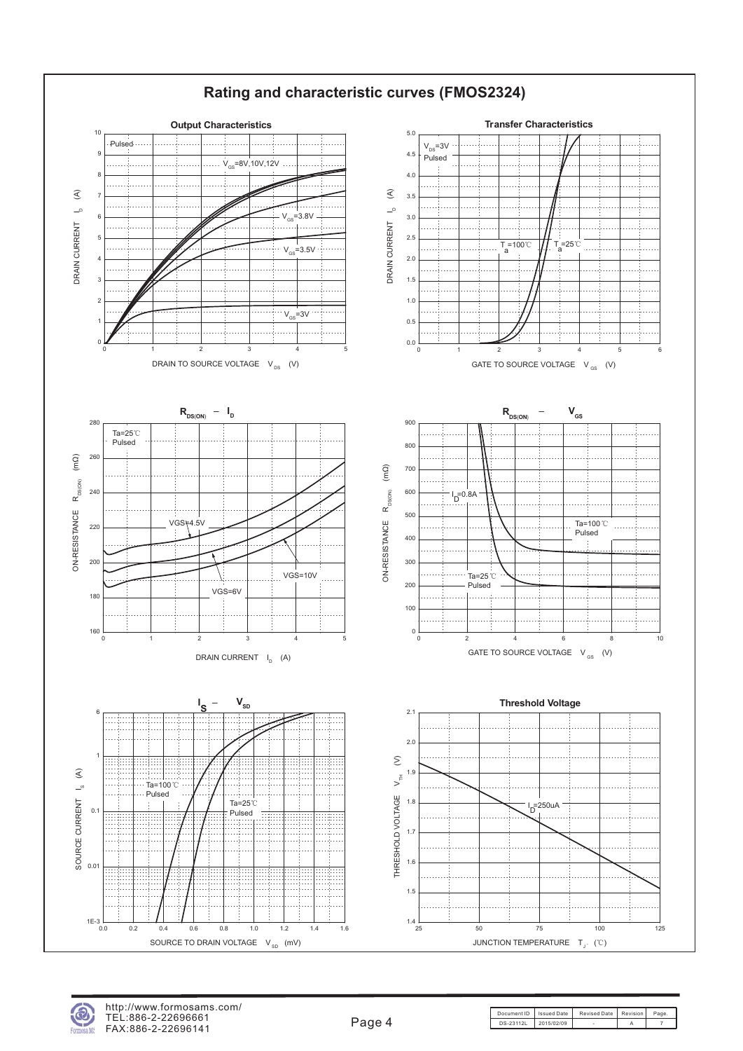# Rating and characteristic curves (FMOS2324)

### Output Characteristics

Pulsed

$V_{GS}$=8V,10V,12V

$V_{GS}$=3.8V

$V_{GS}$=3.5V

$V_{GS}$=3V

DRAIN CURRENT $I_D$ (A)

DRAIN TO SOURCE VOLTAGE $V_{DS}$ (V)

### Transfer Characteristics

$V_{DS}$=3V
Pulsed

$T_a$=100℃

$T_a$=25℃

DRAIN CURRENT $I_D$ (A)

GATE TO SOURCE VOLTAGE $V_{GS}$ (V)

### $R_{DS(ON)}$ – $I_D$

Ta=25℃
Pulsed

VGS=4.5V

VGS=6V

VGS=10V

ON-RESISTANCE $R_{DS(ON)}$ (mΩ)

DRAIN CURRENT $I_D$ (A)

### $R_{DS(ON)}$ – $V_{GS}$

$I_D$=0.8A

Ta=100℃
Pulsed

Ta=25℃
Pulsed

ON-RESISTANCE $R_{DS(ON)}$ (mΩ)

GATE TO SOURCE VOLTAGE $V_{GS}$ (V)

### $I_S$ – $V_{SD}$

Ta=100℃
Pulsed

Ta=25℃
Pulsed

SOURCE CURRENT $I_S$ (A)

SOURCE TO DRAIN VOLTAGE $V_{SD}$ (mV)

### Threshold Voltage

$I_D$=250uA

THRESHOLD VOLTAGE $V_{TH}$ (V)

JUNCTION TEMPERATURE $T_J$ (℃)

| Document ID | Issued Date | Revised Date | Revision | Page. |
|---|---|---|---|---|
| DS-23112L | 2015/02/09 | - | A | 7 |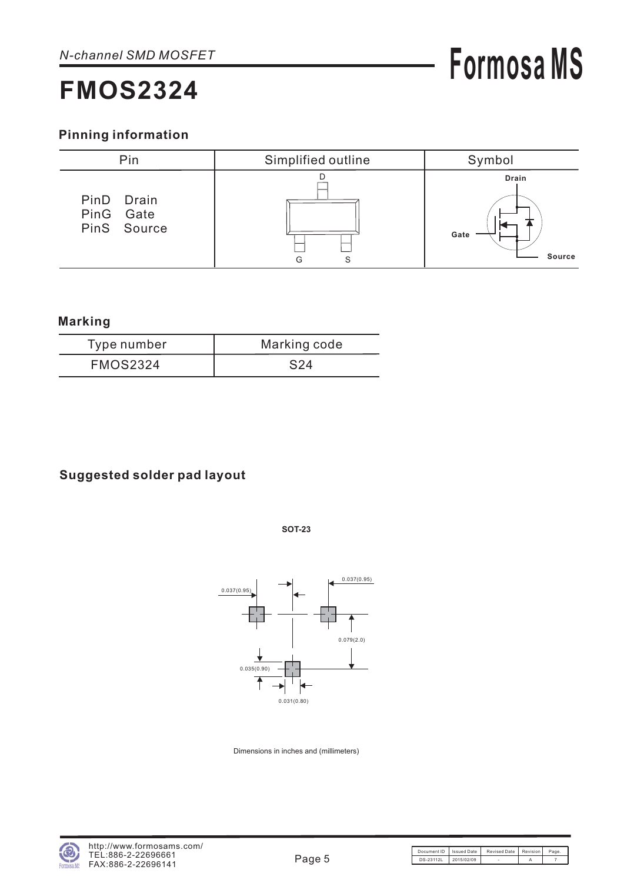*N-channel SMD MOSFET*

# FMOS2324

## Pinning information

| Pin | Simplified outline | Symbol |
|---|---|---|
| PinD Drain<br>PinG Gate<br>PinS Source | D<br>G S | Drain<br>Gate<br>Source |

## Marking

| Type number | Marking code |
|---|---|
| FMOS2324 | S24 |

## Suggested solder pad layout

**SOT-23**

0.037(0.95)

0.037(0.95)

0.079(2.0)

0.035(0.90)

0.031(0.80)

Dimensions in inches and (millimeters)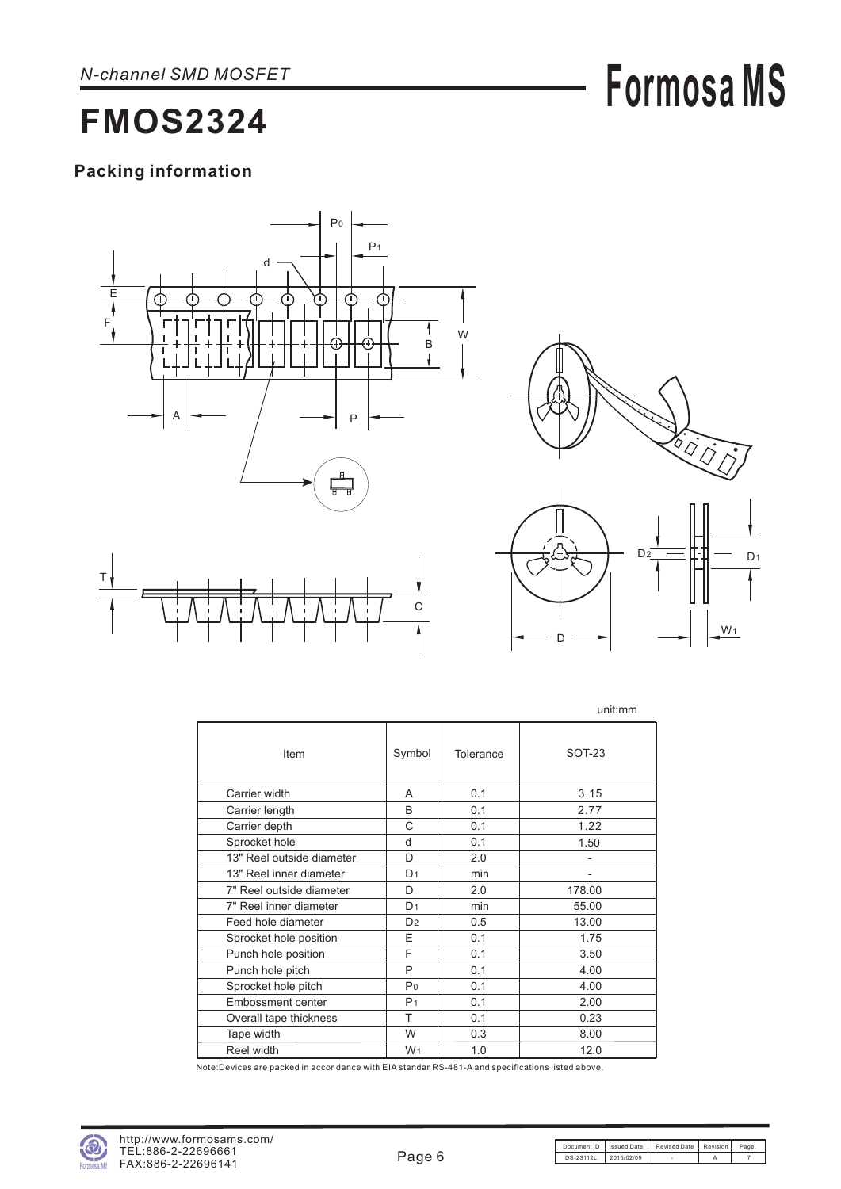# FMOS2324

N-channel SMD MOSFET

## Packing information

unit:mm

| Item | Symbol | Tolerance | SOT-23 |
|---|---|---|---|
| Carrier width | A | 0.1 | 3.15 |
| Carrier length | B | 0.1 | 2.77 |
| Carrier depth | C | 0.1 | 1.22 |
| Sprocket hole | d | 0.1 | 1.50 |
| 13" Reel outside diameter | D | 2.0 | - |
| 13" Reel inner diameter | $D_1$ | min | - |
| 7" Reel outside diameter | D | 2.0 | 178.00 |
| 7" Reel inner diameter | $D_1$ | min | 55.00 |
| Feed hole diameter | $D_2$ | 0.5 | 13.00 |
| Sprocket hole position | E | 0.1 | 1.75 |
| Punch hole position | F | 0.1 | 3.50 |
| Punch hole pitch | P | 0.1 | 4.00 |
| Sprocket hole pitch | $P_0$ | 0.1 | 4.00 |
| Embossment center | $P_1$ | 0.1 | 2.00 |
| Overall tape thickness | T | 0.1 | 0.23 |
| Tape width | W | 0.3 | 8.00 |
| Reel width | $W_1$ | 1.0 | 12.0 |

Note:Devices are packed in accor dance with EIA standar RS-481-A and specifications listed above.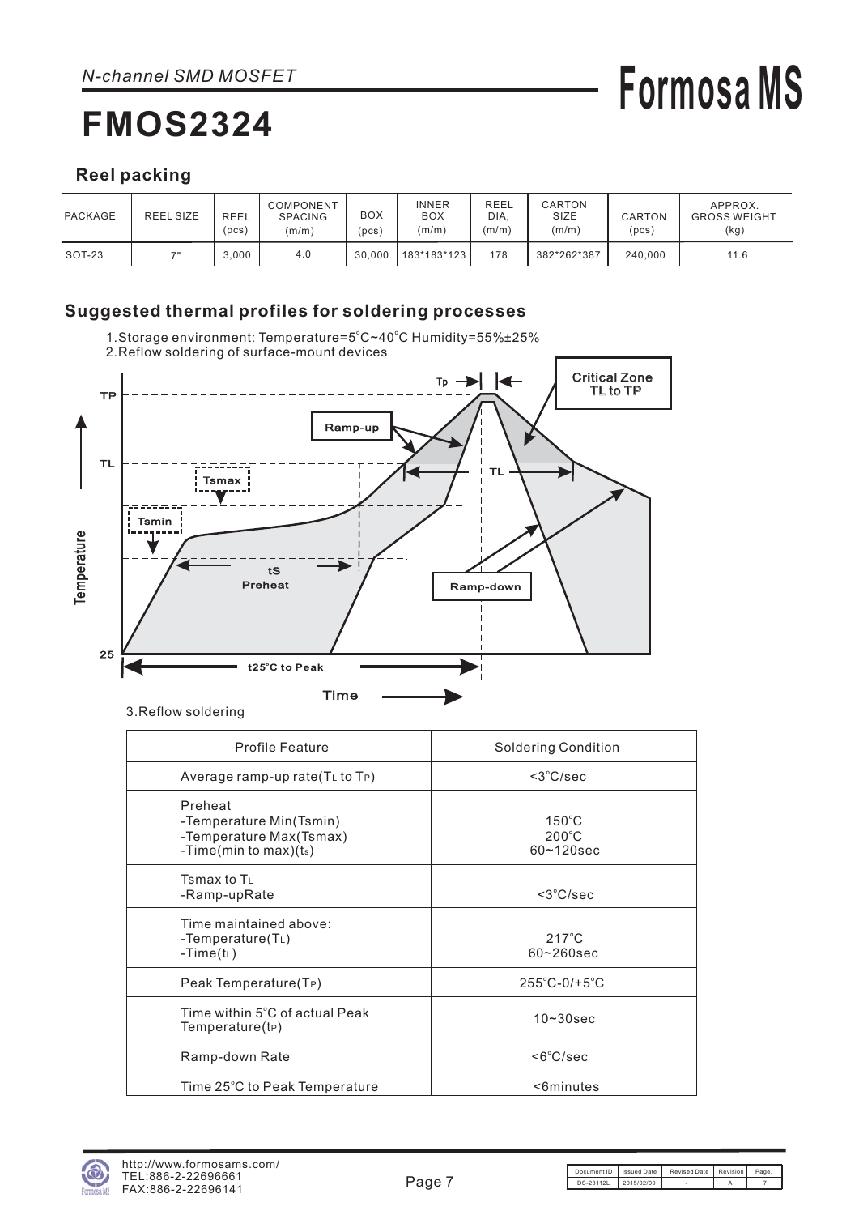*N-channel SMD MOSFET*

# FMOS2324

## Reel packing

| PACKAGE | REEL SIZE | REEL (pcs) | COMPONENT SPACING (m/m) | BOX (pcs) | INNER BOX (m/m) | REEL DIA. (m/m) | CARTON SIZE (m/m) | CARTON (pcs) | APPROX. GROSS WEIGHT (kg) |
|---|---|---|---|---|---|---|---|---|---|
| SOT-23 | 7" | 3,000 | 4.0 | 30,000 | 183*183*123 | 178 | 382*262*387 | 240,000 | 11.6 |

## Suggested thermal profiles for soldering processes

1. Storage environment: Temperature=5°C~40°C Humidity=55%±25%
2. Reflow soldering of surface-mount devices

TP
TL
Tsmax
Tsmin
25
Temperature
Tp
Critical Zone TL to TP
Ramp-up
TL
tS
Preheat
Ramp-down
t25°C to Peak
Time

3. Reflow soldering

| Profile Feature | Soldering Condition |
|---|---|
| Average ramp-up rate($T_L$ to $T_P$) | <3°C/sec |
| Preheat<br>-Temperature Min(Tsmin)<br>-Temperature Max(Tsmax)<br>-Time(min to max)($t_s$) | 150°C<br>200°C<br>60~120sec |
| Tsmax to $T_L$<br>-Ramp-upRate | <3°C/sec |
| Time maintained above:<br>-Temperature($T_L$)<br>-Time($t_L$) | 217°C<br>60~260sec |
| Peak Temperature($T_P$) | 255°C-0/+5°C |
| Time within 5°C of actual Peak Temperature($t_P$) | 10~30sec |
| Ramp-down Rate | <6°C/sec |
| Time 25°C to Peak Temperature | <6minutes |